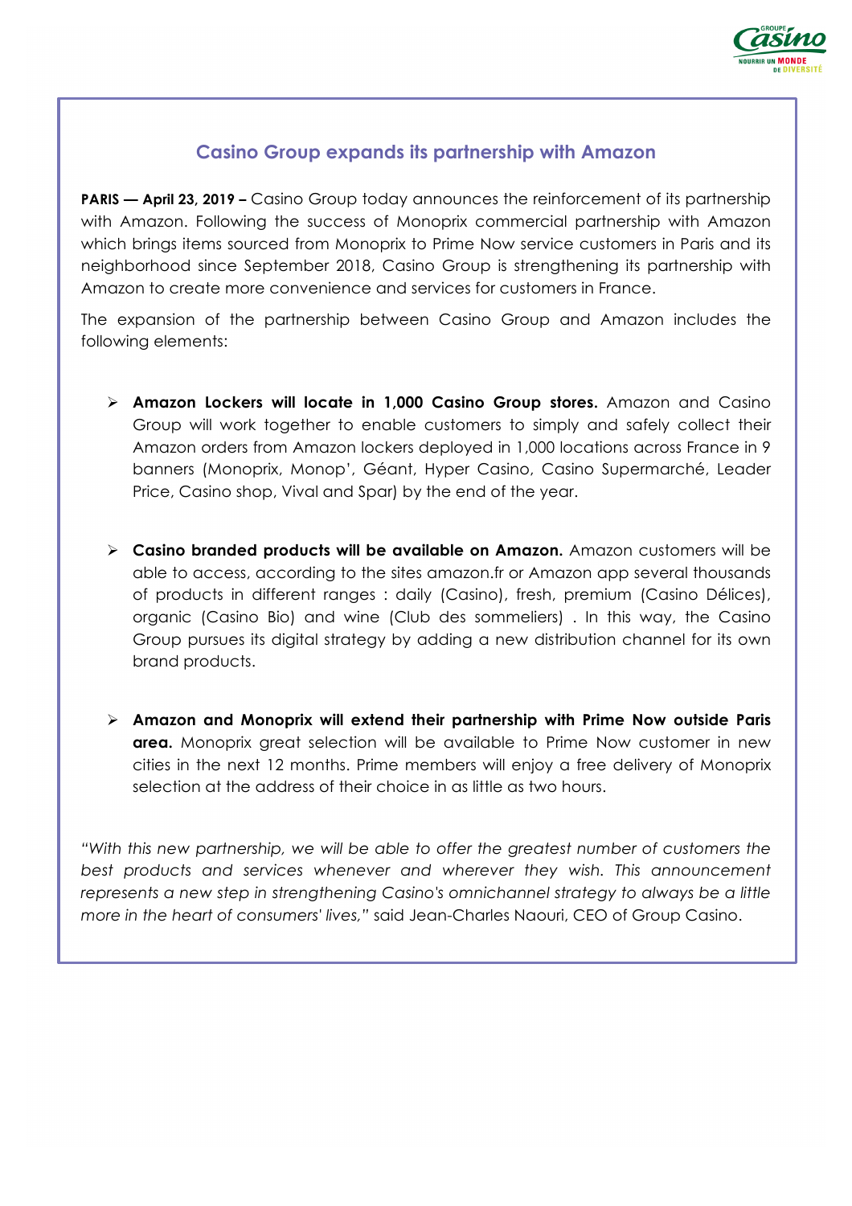## Casino Group expands its partnership with Amazon

**PARIS — April 23, 2019 –** Casino Group today announces the reinforcement of its partnership with Amazon. Following the success of Monoprix commercial partnership with Amazon which brings items sourced from Monoprix to Prime Now service customers in Paris and its neighborhood since September 2018, Casino Group is strengthening its partnership with Amazon to create more convenience and services for customers in France.

The expansion of the partnership between Casino Group and Amazon includes the following elements:

- **Amazon Lockers will locate in 1,000 Casino Group stores.** Amazon and Casino Group will work together to enable customers to simply and safely collect their Amazon orders from Amazon lockers deployed in 1,000 locations across France in 9 banners (Monoprix, Monop', Géant, Hyper Casino, Casino Supermarché, Leader Price, Casino shop, Vival and Spar) by the end of the year.

- **Casino branded products will be available on Amazon.** Amazon customers will be able to access, according to the sites amazon.fr or Amazon app several thousands of products in different ranges : daily (Casino), fresh, premium (Casino Délices), organic (Casino Bio) and wine (Club des sommeliers) . In this way, the Casino Group pursues its digital strategy by adding a new distribution channel for its own brand products.

- **Amazon and Monoprix will extend their partnership with Prime Now outside Paris area.** Monoprix great selection will be available to Prime Now customer in new cities in the next 12 months. Prime members will enjoy a free delivery of Monoprix selection at the address of their choice in as little as two hours.

*"With this new partnership, we will be able to offer the greatest number of customers the best products and services whenever and wherever they wish. This announcement represents a new step in strengthening Casino's omnichannel strategy to always be a little more in the heart of consumers' lives,"* said Jean-Charles Naouri, CEO of Group Casino.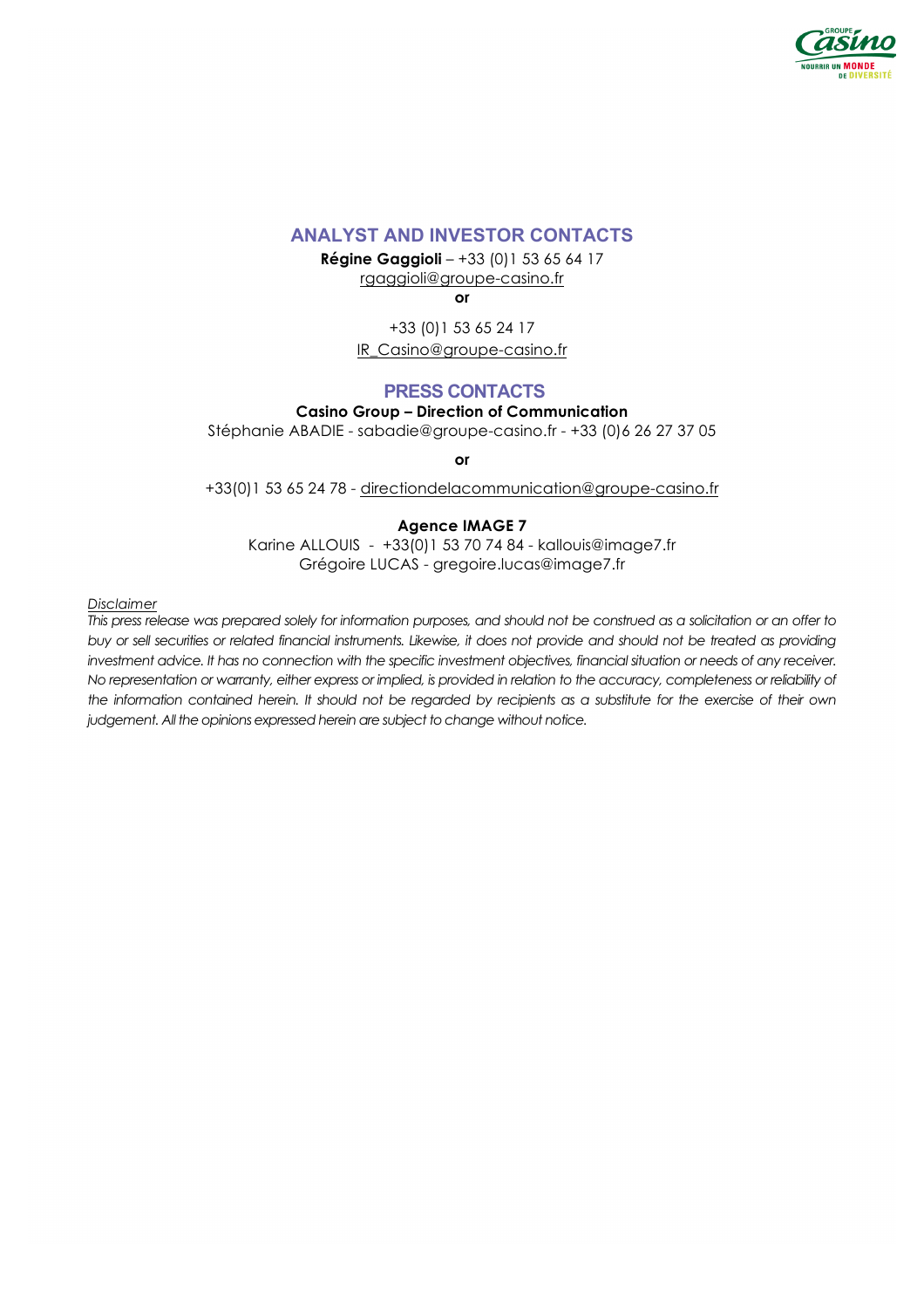## ANALYST AND INVESTOR CONTACTS

**Régine Gaggioli** – +33 (0)1 53 65 64 17
rgaggioli@groupe-casino.fr
**or**

+33 (0)1 53 65 24 17
IR_Casino@groupe-casino.fr

## PRESS CONTACTS

**Casino Group – Direction of Communication**
Stéphanie ABADIE - sabadie@groupe-casino.fr - +33 (0)6 26 27 37 05

**or**

+33(0)1 53 65 24 78 - directiondelacommunication@groupe-casino.fr

**Agence IMAGE 7**
Karine ALLOUIS - +33(0)1 53 70 74 84 - kallouis@image7.fr
Grégoire LUCAS - gregoire.lucas@image7.fr

*Disclaimer*

*This press release was prepared solely for information purposes, and should not be construed as a solicitation or an offer to buy or sell securities or related financial instruments. Likewise, it does not provide and should not be treated as providing investment advice. It has no connection with the specific investment objectives, financial situation or needs of any receiver. No representation or warranty, either express or implied, is provided in relation to the accuracy, completeness or reliability of the information contained herein. It should not be regarded by recipients as a substitute for the exercise of their own judgement. All the opinions expressed herein are subject to change without notice.*